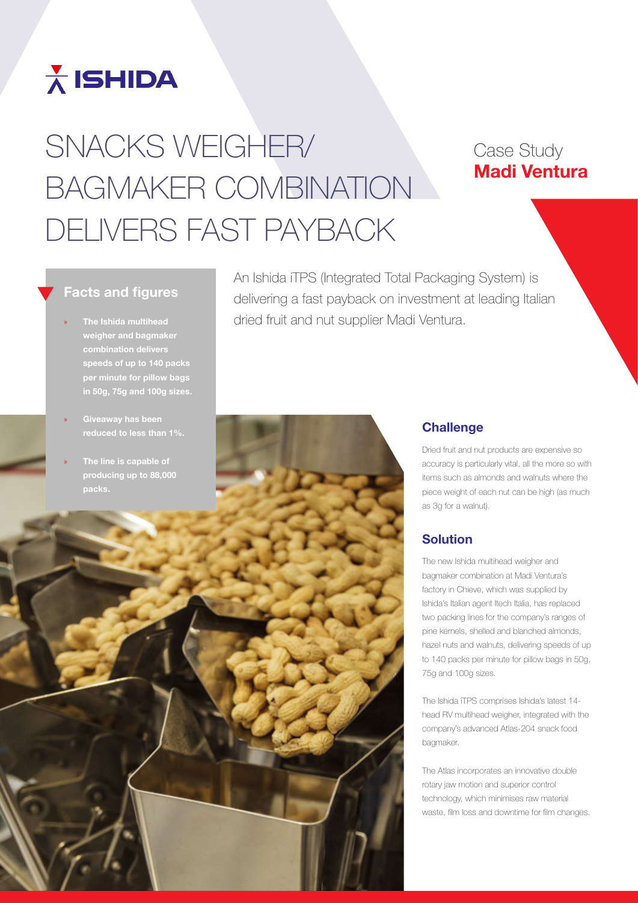ISHIDA

# SNACKS WEIGHER/ BAGMAKER COMBINATION DELIVERS FAST PAYBACK

Case Study
**Madi Ventura**

An Ishida iTPS (Integrated Total Packaging System) is delivering a fast payback on investment at leading Italian dried fruit and nut supplier Madi Ventura.

## Facts and figures

- **The Ishida multihead weigher and bagmaker combination delivers speeds of up to 140 packs per minute for pillow bags in 50g, 75g and 100g sizes.**
- **Giveaway has been reduced to less than 1%.**
- **The line is capable of producing up to 88,000 packs.**

## Challenge

Dried fruit and nut products are expensive so accuracy is particularly vital, all the more so with items such as almonds and walnuts where the piece weight of each nut can be high (as much as 3g for a walnut).

## Solution

The new Ishida multihead weigher and bagmaker combination at Madi Ventura's factory in Chieve, which was supplied by Ishida's Italian agent Itech Italia, has replaced two packing lines for the company's ranges of pine kernels, shelled and blanched almonds, hazel nuts and walnuts, delivering speeds of up to 140 packs per minute for pillow bags in 50g, 75g and 100g sizes.

The Ishida iTPS comprises Ishida's latest 14-head RV multihead weigher, integrated with the company's advanced Atlas-204 snack food bagmaker.

The Atlas incorporates an innovative double rotary jaw motion and superior control technology, which minimises raw material waste, film loss and downtime for film changes.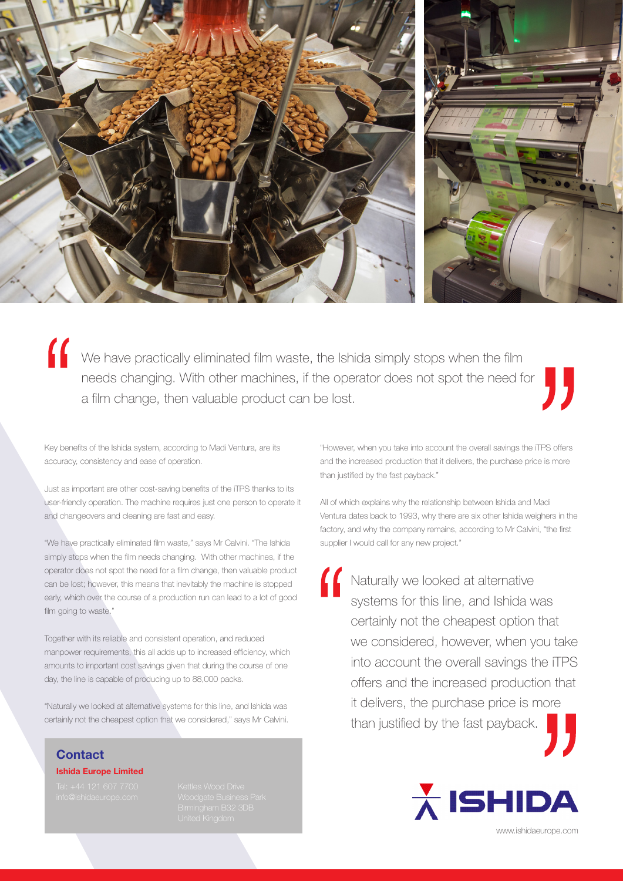> We have practically eliminated film waste, the Ishida simply stops when the film needs changing. With other machines, if the operator does not spot the need for a film change, then valuable product can be lost.

Key benefits of the Ishida system, according to Madi Ventura, are its accuracy, consistency and ease of operation.

Just as important are other cost-saving benefits of the iTPS thanks to its user-friendly operation. The machine requires just one person to operate it and changeovers and cleaning are fast and easy.

"We have practically eliminated film waste," says Mr Calvini. "The Ishida simply stops when the film needs changing. With other machines, if the operator does not spot the need for a film change, then valuable product can be lost; however, this means that inevitably the machine is stopped early, which over the course of a production run can lead to a lot of good film going to waste."

Together with its reliable and consistent operation, and reduced manpower requirements, this all adds up to increased efficiency, which amounts to important cost savings given that during the course of one day, the line is capable of producing up to 88,000 packs.

"Naturally we looked at alternative systems for this line, and Ishida was certainly not the cheapest option that we considered," says Mr Calvini.

"However, when you take into account the overall savings the iTPS offers and the increased production that it delivers, the purchase price is more than justified by the fast payback."

All of which explains why the relationship between Ishida and Madi Ventura dates back to 1993, why there are six other Ishida weighers in the factory, and why the company remains, according to Mr Calvini, "the first supplier I would call for any new project."

> Naturally we looked at alternative systems for this line, and Ishida was certainly not the cheapest option that we considered, however, when you take into account the overall savings the iTPS offers and the increased production that it delivers, the purchase price is more than justified by the fast payback.

## Contact

**Ishida Europe Limited**

Tel: +44 121 607 7700
info@ishidaeurope.com

Kettles Wood Drive
Woodgate Business Park
Birmingham B32 3DB
United Kingdom

ISHIDA

www.ishidaeurope.com